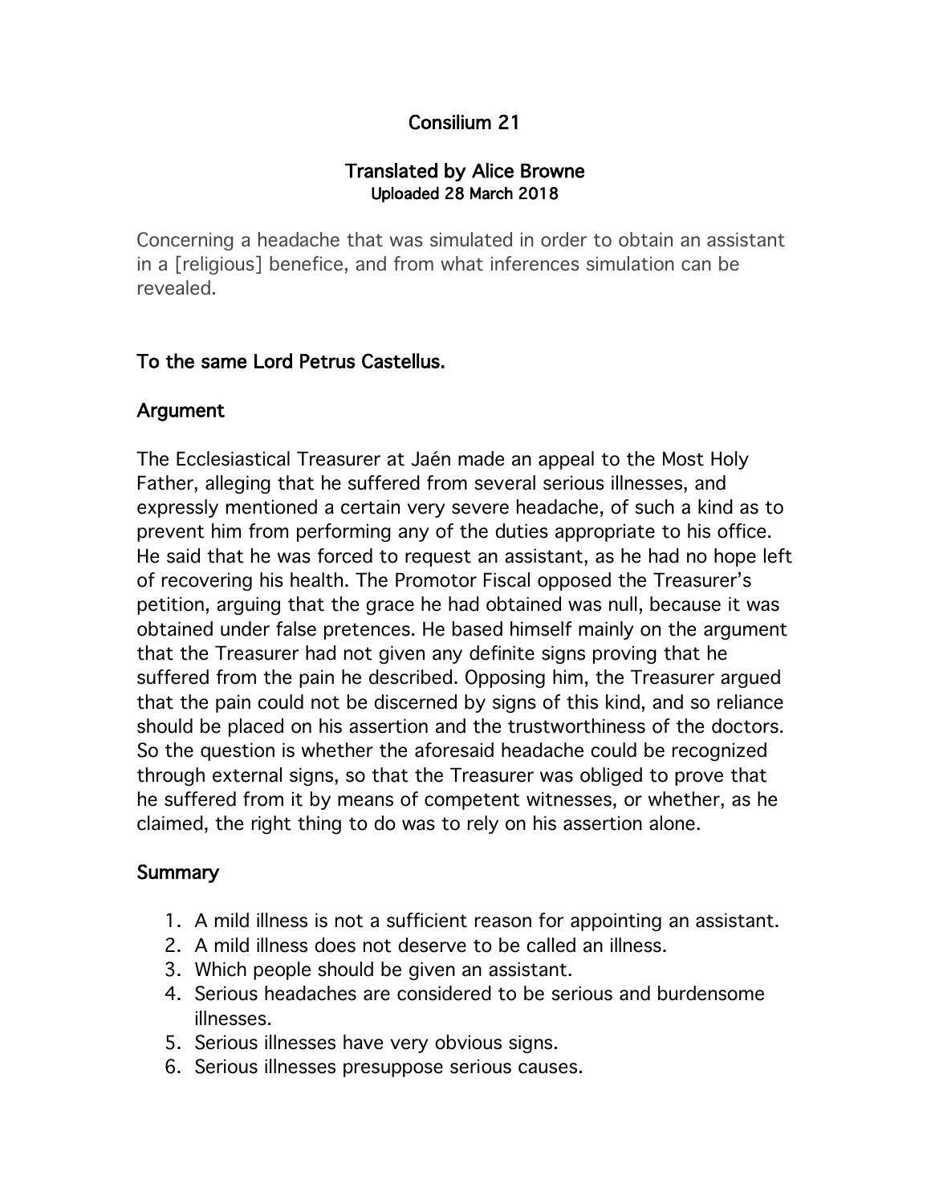# Consilium 21

## Translated by Alice Browne

Uploaded 28 March 2018

Concerning a headache that was simulated in order to obtain an assistant in a [religious] benefice, and from what inferences simulation can be revealed.

### To the same Lord Petrus Castellus.

### Argument

The Ecclesiastical Treasurer at Jaén made an appeal to the Most Holy Father, alleging that he suffered from several serious illnesses, and expressly mentioned a certain very severe headache, of such a kind as to prevent him from performing any of the duties appropriate to his office. He said that he was forced to request an assistant, as he had no hope left of recovering his health. The Promotor Fiscal opposed the Treasurer's petition, arguing that the grace he had obtained was null, because it was obtained under false pretences. He based himself mainly on the argument that the Treasurer had not given any definite signs proving that he suffered from the pain he described. Opposing him, the Treasurer argued that the pain could not be discerned by signs of this kind, and so reliance should be placed on his assertion and the trustworthiness of the doctors. So the question is whether the aforesaid headache could be recognized through external signs, so that the Treasurer was obliged to prove that he suffered from it by means of competent witnesses, or whether, as he claimed, the right thing to do was to rely on his assertion alone.

### Summary

1. A mild illness is not a sufficient reason for appointing an assistant.
2. A mild illness does not deserve to be called an illness.
3. Which people should be given an assistant.
4. Serious headaches are considered to be serious and burdensome illnesses.
5. Serious illnesses have very obvious signs.
6. Serious illnesses presuppose serious causes.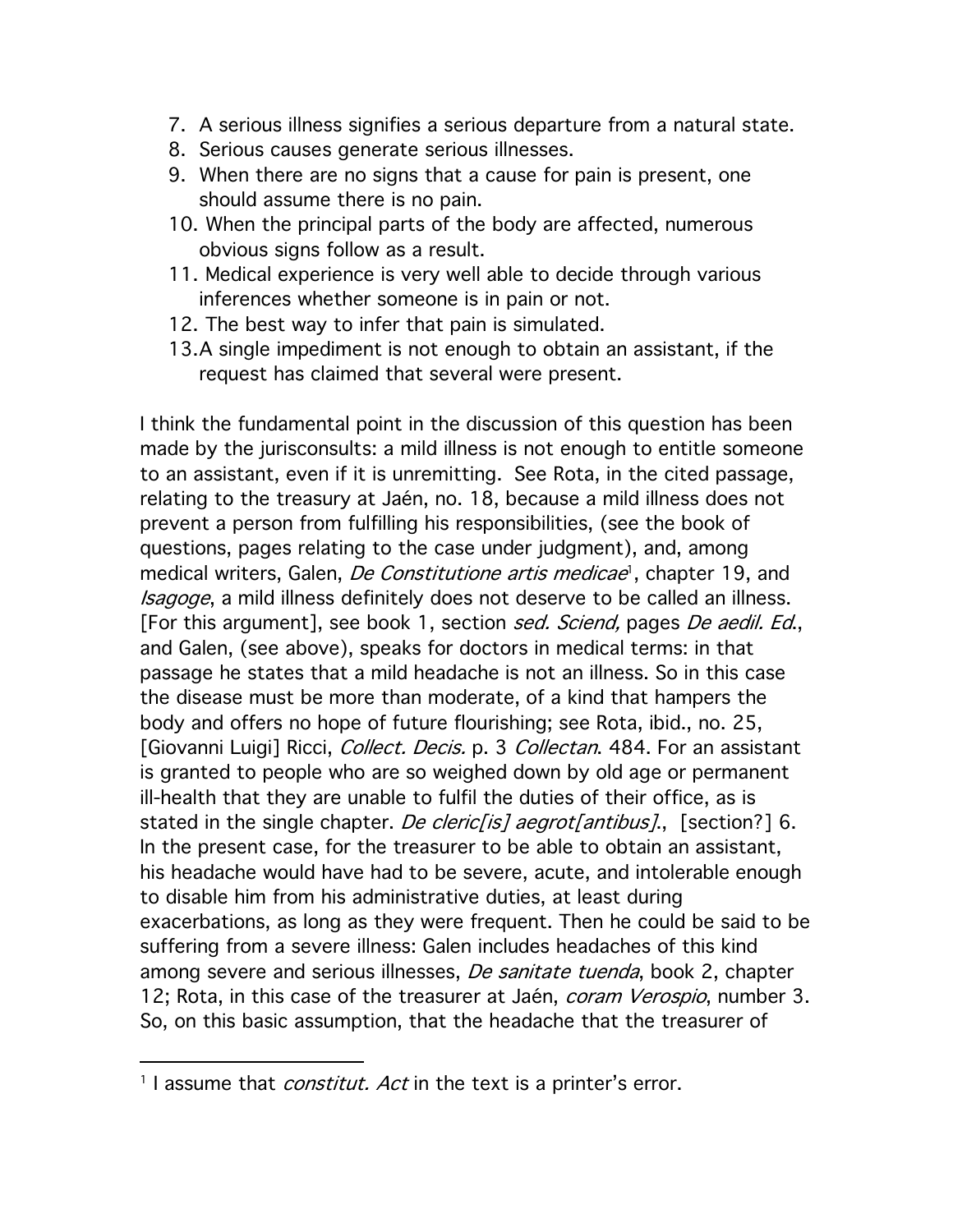7. A serious illness signifies a serious departure from a natural state.
8. Serious causes generate serious illnesses.
9. When there are no signs that a cause for pain is present, one should assume there is no pain.
10. When the principal parts of the body are affected, numerous obvious signs follow as a result.
11. Medical experience is very well able to decide through various inferences whether someone is in pain or not.
12. The best way to infer that pain is simulated.
13. A single impediment is not enough to obtain an assistant, if the request has claimed that several were present.

I think the fundamental point in the discussion of this question has been made by the jurisconsults: a mild illness is not enough to entitle someone to an assistant, even if it is unremitting. See Rota, in the cited passage, relating to the treasury at Jaén, no. 18, because a mild illness does not prevent a person from fulfilling his responsibilities, (see the book of questions, pages relating to the case under judgment), and, among medical writers, Galen, *De Constitutione artis medicae*[1], chapter 19, and *Isagoge*, a mild illness definitely does not deserve to be called an illness. [For this argument], see book 1, section *sed. Sciend,* pages *De aedil. Ed*., and Galen, (see above), speaks for doctors in medical terms: in that passage he states that a mild headache is not an illness. So in this case the disease must be more than moderate, of a kind that hampers the body and offers no hope of future flourishing; see Rota, ibid., no. 25, [Giovanni Luigi] Ricci, *Collect. Decis.* p. 3 *Collectan*. 484. For an assistant is granted to people who are so weighed down by old age or permanent ill-health that they are unable to fulfil the duties of their office, as is stated in the single chapter. *De cleric[is] aegrot[antibus]*., [section?] 6. In the present case, for the treasurer to be able to obtain an assistant, his headache would have had to be severe, acute, and intolerable enough to disable him from his administrative duties, at least during exacerbations, as long as they were frequent. Then he could be said to be suffering from a severe illness: Galen includes headaches of this kind among severe and serious illnesses, *De sanitate tuenda*, book 2, chapter 12; Rota, in this case of the treasurer at Jaén, *coram Verospio*, number 3. So, on this basic assumption, that the headache that the treasurer of

---

[1] I assume that *constitut. Act* in the text is a printer's error.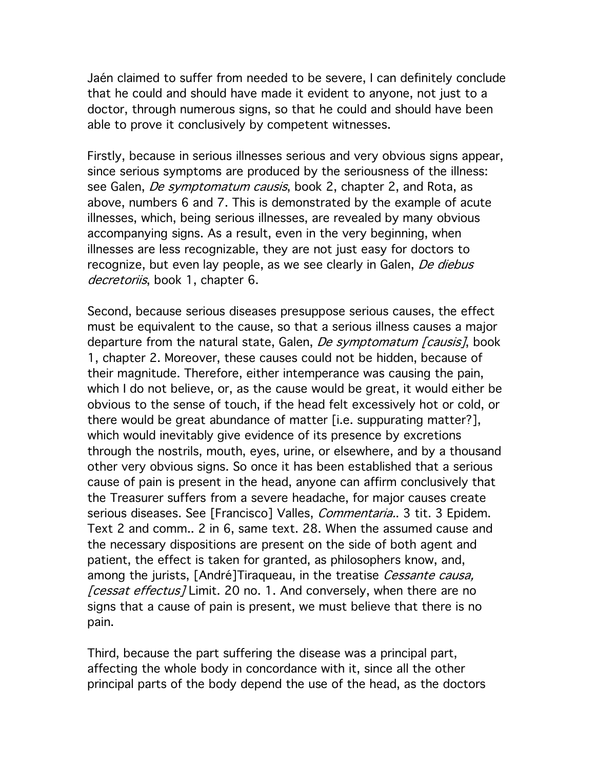Jaén claimed to suffer from needed to be severe, I can definitely conclude that he could and should have made it evident to anyone, not just to a doctor, through numerous signs, so that he could and should have been able to prove it conclusively by competent witnesses.

Firstly, because in serious illnesses serious and very obvious signs appear, since serious symptoms are produced by the seriousness of the illness: see Galen, *De symptomatum causis*, book 2, chapter 2, and Rota, as above, numbers 6 and 7. This is demonstrated by the example of acute illnesses, which, being serious illnesses, are revealed by many obvious accompanying signs. As a result, even in the very beginning, when illnesses are less recognizable, they are not just easy for doctors to recognize, but even lay people, as we see clearly in Galen, *De diebus decretoriis*, book 1, chapter 6.

Second, because serious diseases presuppose serious causes, the effect must be equivalent to the cause, so that a serious illness causes a major departure from the natural state, Galen, *De symptomatum [causis]*, book 1, chapter 2. Moreover, these causes could not be hidden, because of their magnitude. Therefore, either intemperance was causing the pain, which I do not believe, or, as the cause would be great, it would either be obvious to the sense of touch, if the head felt excessively hot or cold, or there would be great abundance of matter [i.e. suppurating matter?], which would inevitably give evidence of its presence by excretions through the nostrils, mouth, eyes, urine, or elsewhere, and by a thousand other very obvious signs. So once it has been established that a serious cause of pain is present in the head, anyone can affirm conclusively that the Treasurer suffers from a severe headache, for major causes create serious diseases. See [Francisco] Valles, *Commentaria.*. 3 tit. 3 Epidem. Text 2 and comm.. 2 in 6, same text. 28. When the assumed cause and the necessary dispositions are present on the side of both agent and patient, the effect is taken for granted, as philosophers know, and, among the jurists, [André]Tiraqueau, in the treatise *Cessante causa, [cessat effectus]* Limit. 20 no. 1. And conversely, when there are no signs that a cause of pain is present, we must believe that there is no pain.

Third, because the part suffering the disease was a principal part, affecting the whole body in concordance with it, since all the other principal parts of the body depend the use of the head, as the doctors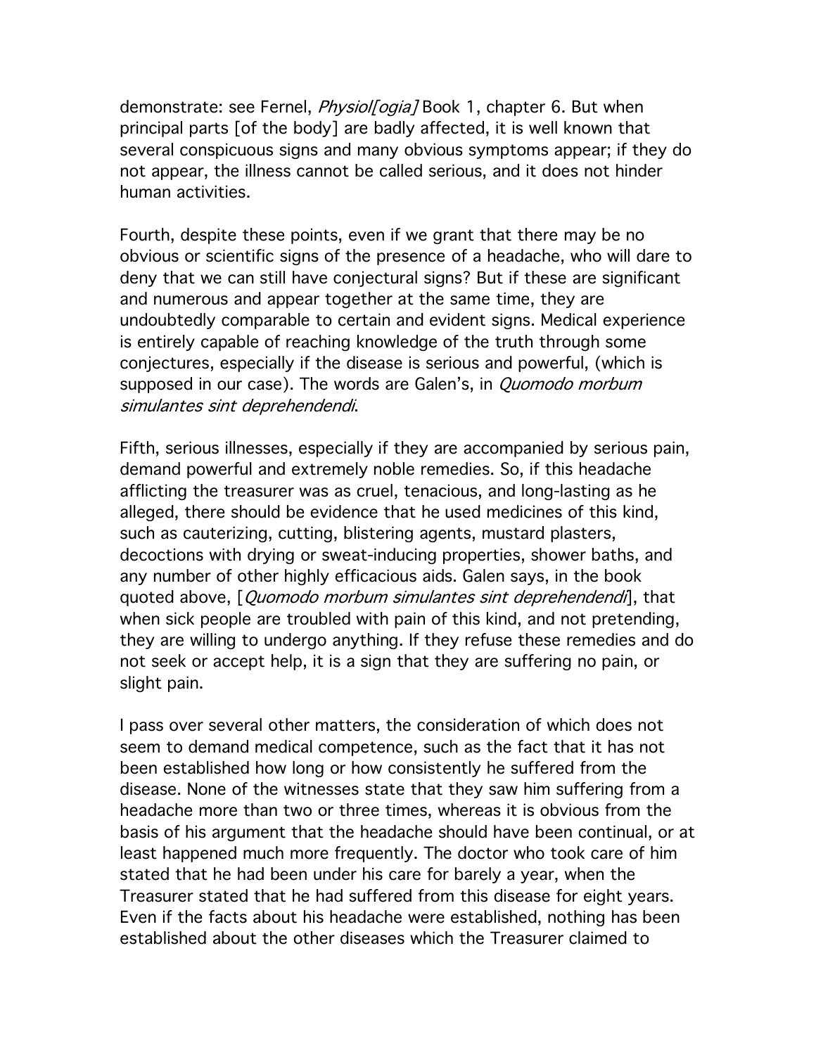demonstrate: see Fernel, *Physiol[ogia]* Book 1, chapter 6. But when principal parts [of the body] are badly affected, it is well known that several conspicuous signs and many obvious symptoms appear; if they do not appear, the illness cannot be called serious, and it does not hinder human activities.

Fourth, despite these points, even if we grant that there may be no obvious or scientific signs of the presence of a headache, who will dare to deny that we can still have conjectural signs? But if these are significant and numerous and appear together at the same time, they are undoubtedly comparable to certain and evident signs. Medical experience is entirely capable of reaching knowledge of the truth through some conjectures, especially if the disease is serious and powerful, (which is supposed in our case). The words are Galen's, in *Quomodo morbum simulantes sint deprehendendi*.

Fifth, serious illnesses, especially if they are accompanied by serious pain, demand powerful and extremely noble remedies. So, if this headache afflicting the treasurer was as cruel, tenacious, and long-lasting as he alleged, there should be evidence that he used medicines of this kind, such as cauterizing, cutting, blistering agents, mustard plasters, decoctions with drying or sweat-inducing properties, shower baths, and any number of other highly efficacious aids. Galen says, in the book quoted above, [*Quomodo morbum simulantes sint deprehendendi*], that when sick people are troubled with pain of this kind, and not pretending, they are willing to undergo anything. If they refuse these remedies and do not seek or accept help, it is a sign that they are suffering no pain, or slight pain.

I pass over several other matters, the consideration of which does not seem to demand medical competence, such as the fact that it has not been established how long or how consistently he suffered from the disease. None of the witnesses state that they saw him suffering from a headache more than two or three times, whereas it is obvious from the basis of his argument that the headache should have been continual, or at least happened much more frequently. The doctor who took care of him stated that he had been under his care for barely a year, when the Treasurer stated that he had suffered from this disease for eight years. Even if the facts about his headache were established, nothing has been established about the other diseases which the Treasurer claimed to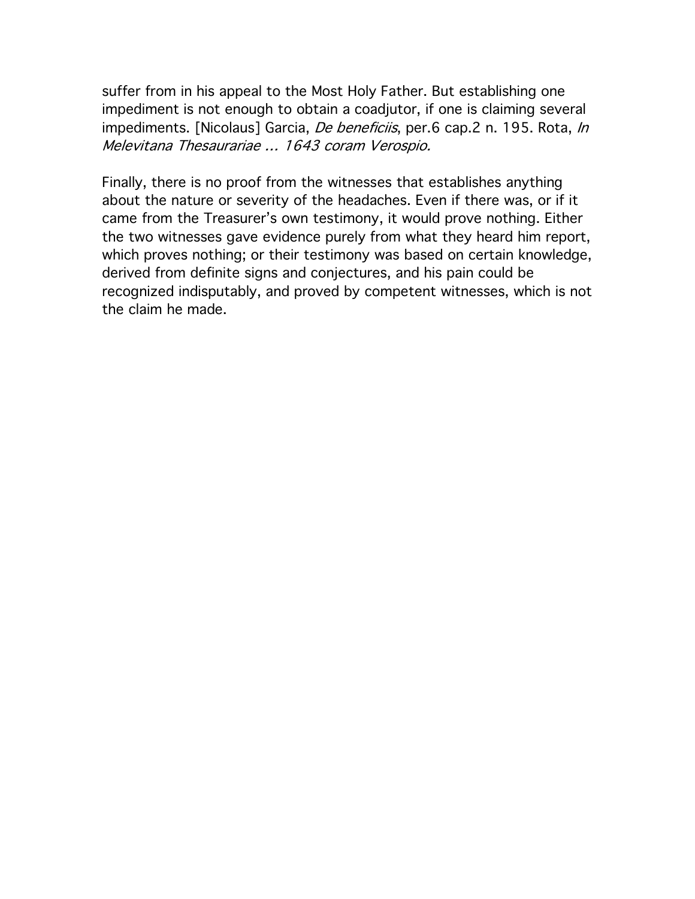suffer from in his appeal to the Most Holy Father. But establishing one impediment is not enough to obtain a coadjutor, if one is claiming several impediments. [Nicolaus] Garcia, *De beneficiis*, per.6 cap.2 n. 195. Rota, *In Melevitana Thesaurariae ... 1643 coram Verospio.*

Finally, there is no proof from the witnesses that establishes anything about the nature or severity of the headaches. Even if there was, or if it came from the Treasurer's own testimony, it would prove nothing. Either the two witnesses gave evidence purely from what they heard him report, which proves nothing; or their testimony was based on certain knowledge, derived from definite signs and conjectures, and his pain could be recognized indisputably, and proved by competent witnesses, which is not the claim he made.